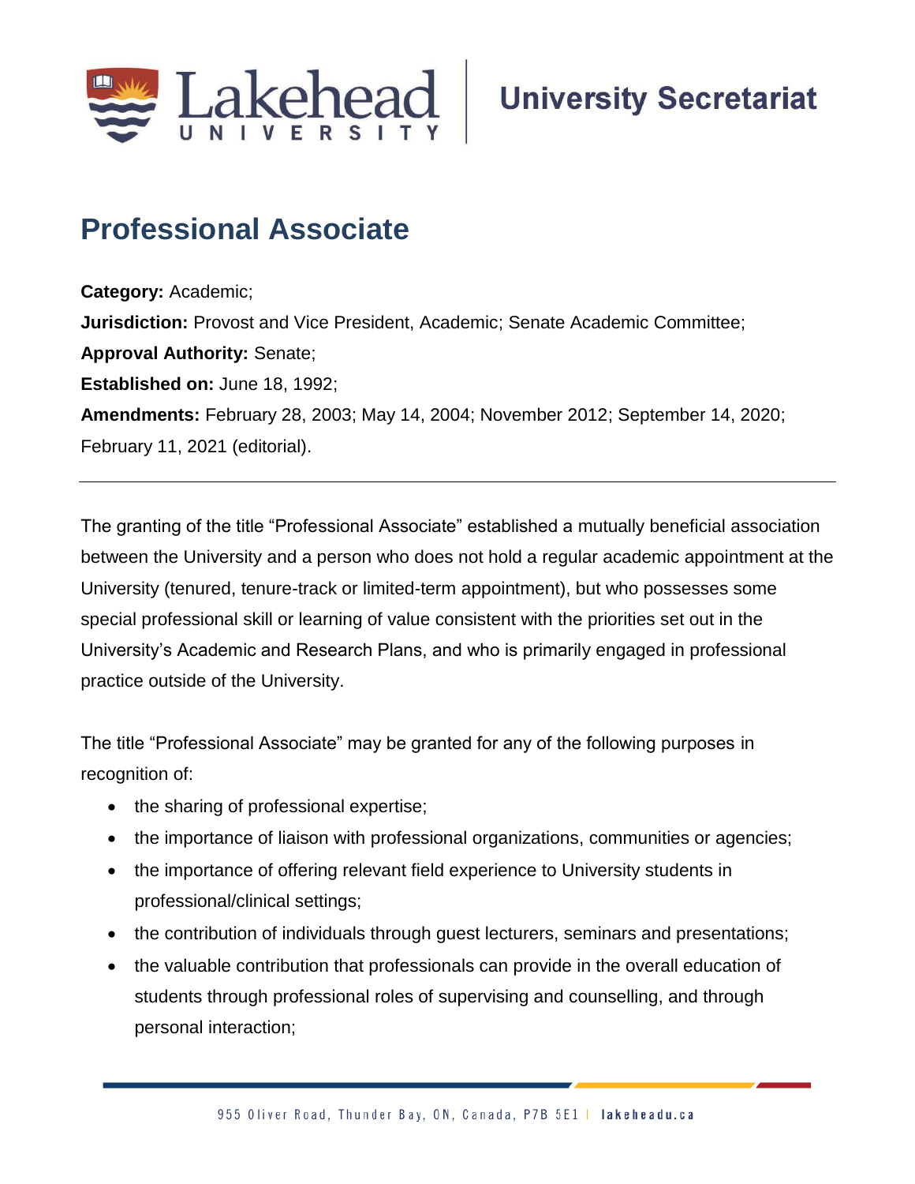# Professional Associate

**Category:** Academic;
**Jurisdiction:** Provost and Vice President, Academic; Senate Academic Committee;
**Approval Authority:** Senate;
**Established on:** June 18, 1992;
**Amendments:** February 28, 2003; May 14, 2004; November 2012; September 14, 2020; February 11, 2021 (editorial).

---

The granting of the title "Professional Associate" established a mutually beneficial association between the University and a person who does not hold a regular academic appointment at the University (tenured, tenure-track or limited-term appointment), but who possesses some special professional skill or learning of value consistent with the priorities set out in the University's Academic and Research Plans, and who is primarily engaged in professional practice outside of the University.

The title "Professional Associate" may be granted for any of the following purposes in recognition of:

- the sharing of professional expertise;
- the importance of liaison with professional organizations, communities or agencies;
- the importance of offering relevant field experience to University students in professional/clinical settings;
- the contribution of individuals through guest lecturers, seminars and presentations;
- the valuable contribution that professionals can provide in the overall education of students through professional roles of supervising and counselling, and through personal interaction;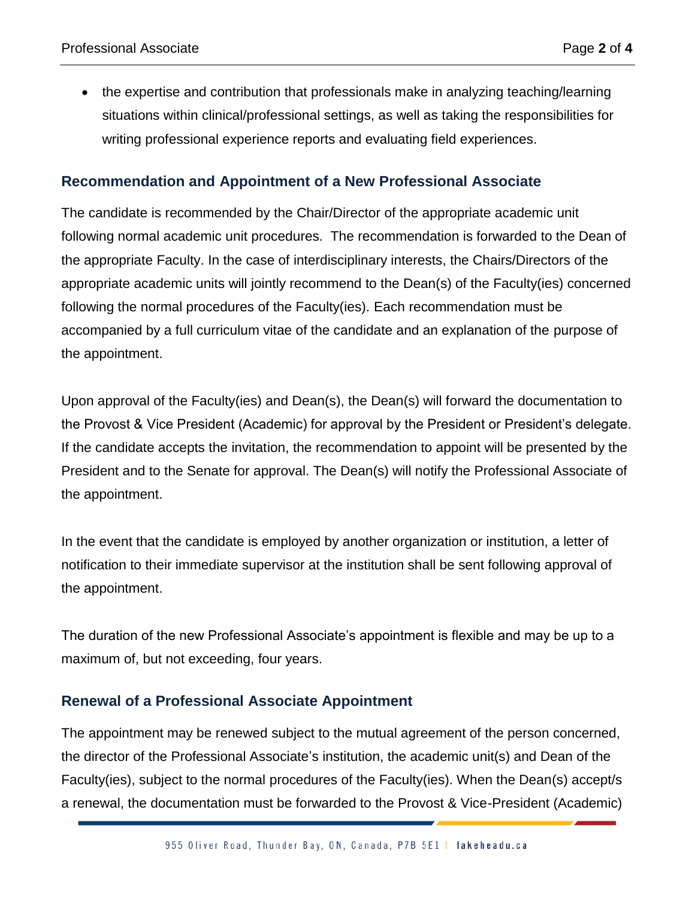- the expertise and contribution that professionals make in analyzing teaching/learning situations within clinical/professional settings, as well as taking the responsibilities for writing professional experience reports and evaluating field experiences.

## Recommendation and Appointment of a New Professional Associate

The candidate is recommended by the Chair/Director of the appropriate academic unit following normal academic unit procedures. The recommendation is forwarded to the Dean of the appropriate Faculty. In the case of interdisciplinary interests, the Chairs/Directors of the appropriate academic units will jointly recommend to the Dean(s) of the Faculty(ies) concerned following the normal procedures of the Faculty(ies). Each recommendation must be accompanied by a full curriculum vitae of the candidate and an explanation of the purpose of the appointment.

Upon approval of the Faculty(ies) and Dean(s), the Dean(s) will forward the documentation to the Provost & Vice President (Academic) for approval by the President or President's delegate. If the candidate accepts the invitation, the recommendation to appoint will be presented by the President and to the Senate for approval. The Dean(s) will notify the Professional Associate of the appointment.

In the event that the candidate is employed by another organization or institution, a letter of notification to their immediate supervisor at the institution shall be sent following approval of the appointment.

The duration of the new Professional Associate's appointment is flexible and may be up to a maximum of, but not exceeding, four years.

## Renewal of a Professional Associate Appointment

The appointment may be renewed subject to the mutual agreement of the person concerned, the director of the Professional Associate's institution, the academic unit(s) and Dean of the Faculty(ies), subject to the normal procedures of the Faculty(ies). When the Dean(s) accept/s a renewal, the documentation must be forwarded to the Provost & Vice-President (Academic)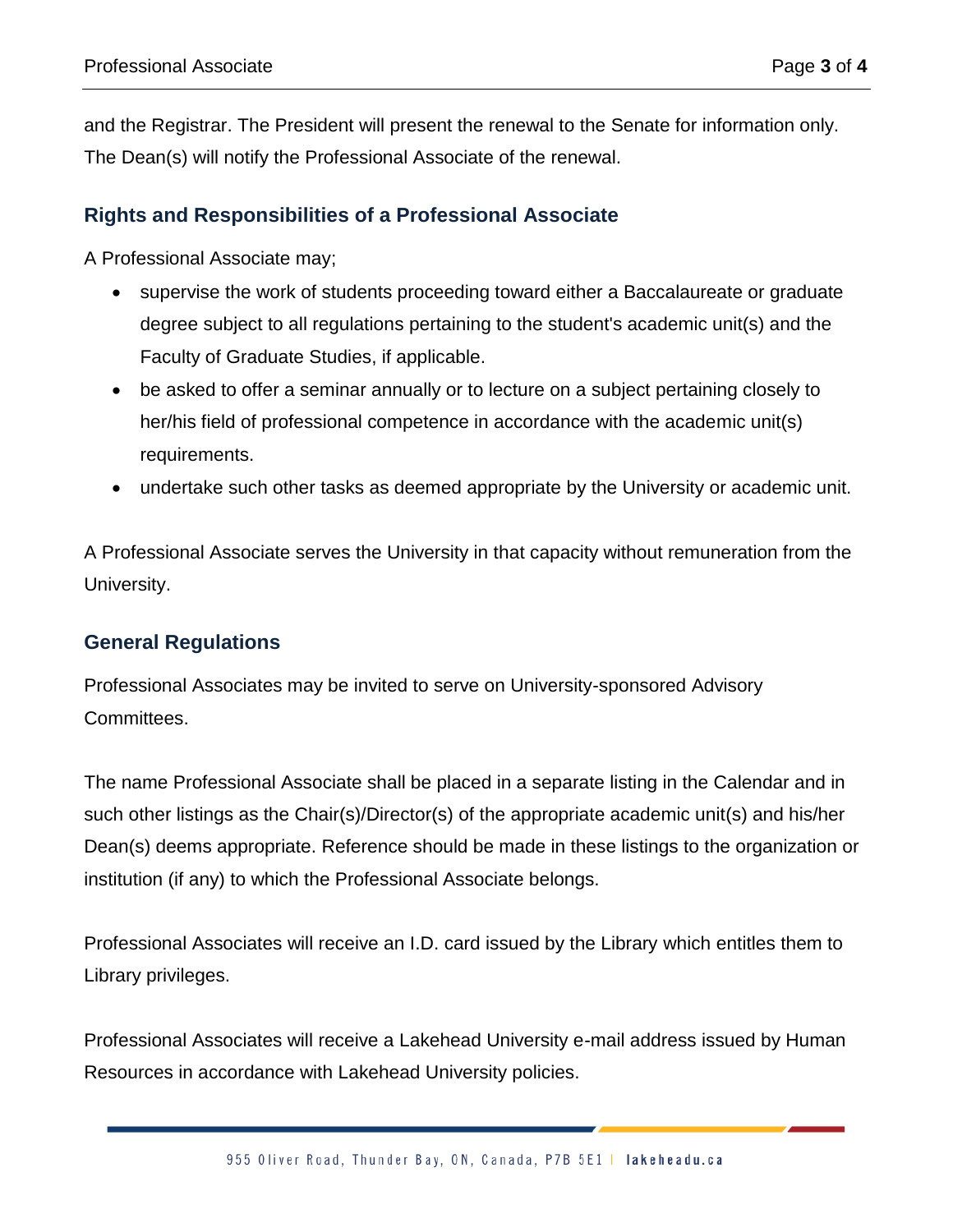and the Registrar. The President will present the renewal to the Senate for information only. The Dean(s) will notify the Professional Associate of the renewal.

## Rights and Responsibilities of a Professional Associate

A Professional Associate may;

- supervise the work of students proceeding toward either a Baccalaureate or graduate degree subject to all regulations pertaining to the student's academic unit(s) and the Faculty of Graduate Studies, if applicable.
- be asked to offer a seminar annually or to lecture on a subject pertaining closely to her/his field of professional competence in accordance with the academic unit(s) requirements.
- undertake such other tasks as deemed appropriate by the University or academic unit.

A Professional Associate serves the University in that capacity without remuneration from the University.

## General Regulations

Professional Associates may be invited to serve on University-sponsored Advisory Committees.

The name Professional Associate shall be placed in a separate listing in the Calendar and in such other listings as the Chair(s)/Director(s) of the appropriate academic unit(s) and his/her Dean(s) deems appropriate. Reference should be made in these listings to the organization or institution (if any) to which the Professional Associate belongs.

Professional Associates will receive an I.D. card issued by the Library which entitles them to Library privileges.

Professional Associates will receive a Lakehead University e-mail address issued by Human Resources in accordance with Lakehead University policies.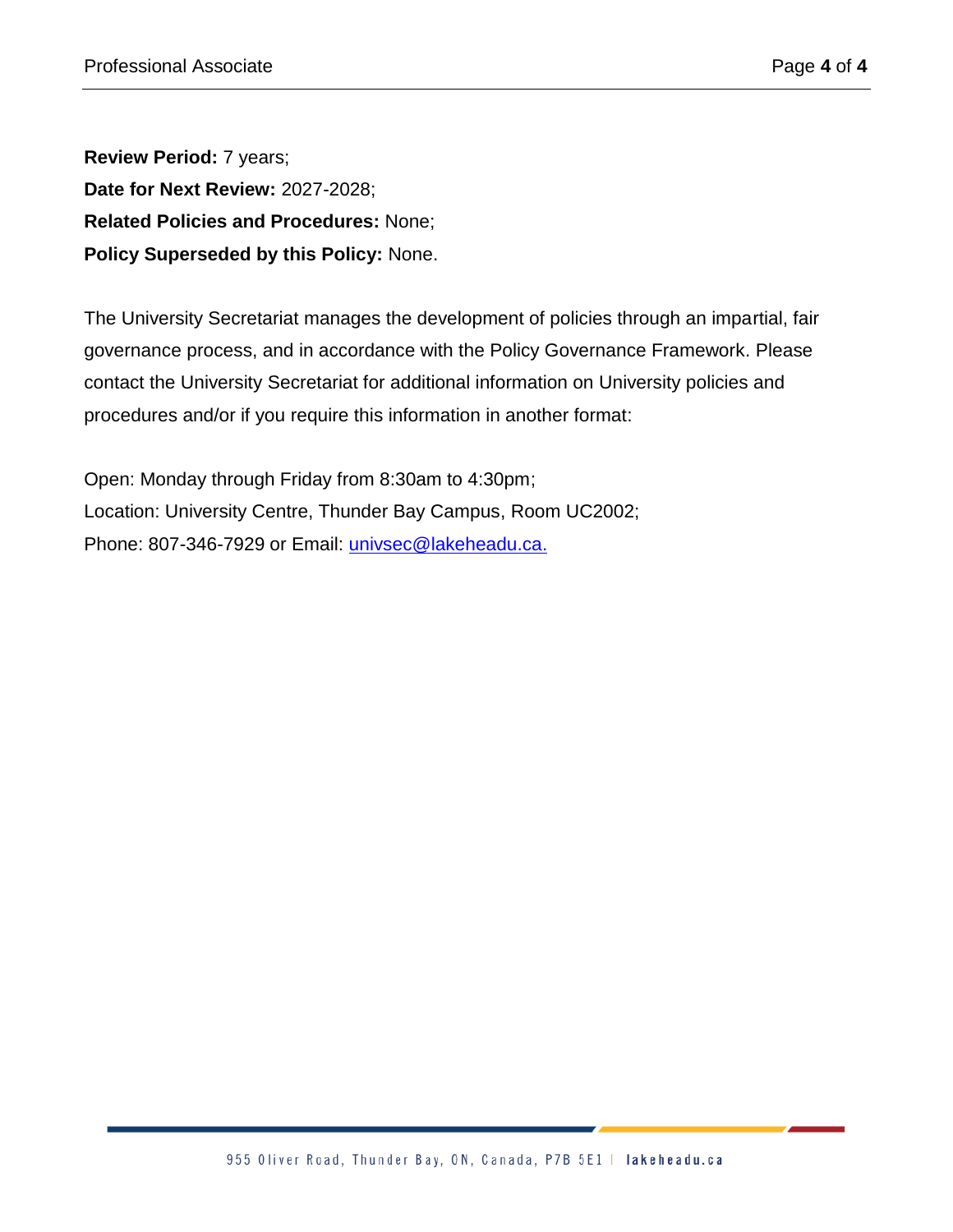**Review Period:** 7 years;
**Date for Next Review:** 2027-2028;
**Related Policies and Procedures:** None;
**Policy Superseded by this Policy:** None.

The University Secretariat manages the development of policies through an impartial, fair governance process, and in accordance with the Policy Governance Framework. Please contact the University Secretariat for additional information on University policies and procedures and/or if you require this information in another format:

Open: Monday through Friday from 8:30am to 4:30pm;
Location: University Centre, Thunder Bay Campus, Room UC2002;
Phone: 807-346-7929 or Email: [univsec@lakeheadu.ca.](mailto:univsec@lakeheadu.ca)